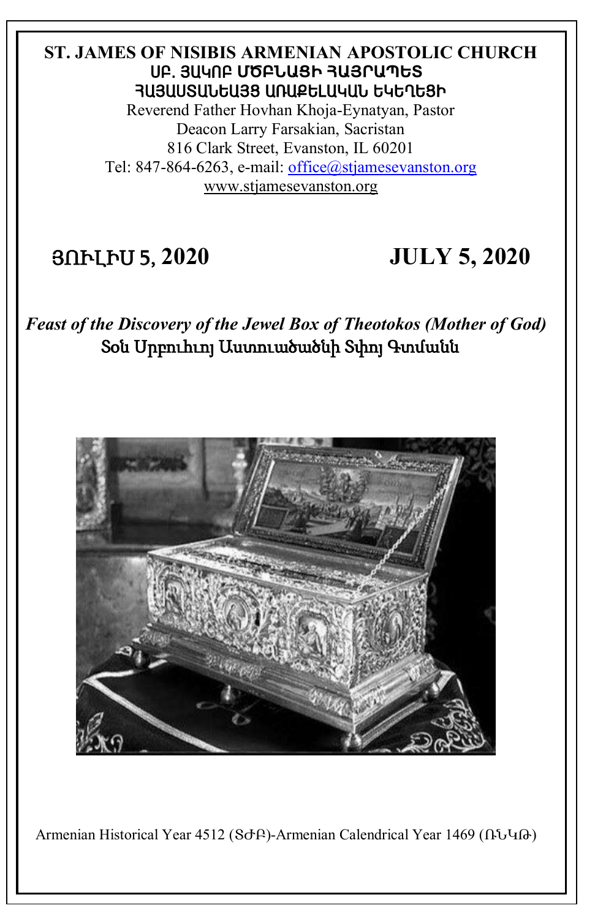# ST. JAMES OF NISIBIS ARMENIAN APOSTOLIC CHURCH

## ՍԲ. ՅԱԿՈԲ ՄԾԲՆԱՑԻ ՀԱՅՐԱՊԵՏ ՀԱՅԱՍՏԱՆԵԱՅՑ ԱՌԱՔԵԼԱԿԱՆ ԵԿԵՂԵՑԻ

Reverend Father Hovhan Khoja-Eynatyan, Pastor
Deacon Larry Farsakian, Sacristan
816 Clark Street, Evanston, IL 60201
Tel: 847-864-6263, e-mail: office@stjamesevanston.org
www.stjamesevanston.org

**ՅՈՒԼԻՍ 5, 2020** **JULY 5, 2020**

***Feast of the Discovery of the Jewel Box of Theotokos (Mother of God)***

**Տօն Սրբուհւոյ Աստուածածնի Տփոյ Գտմանն**

Armenian Historical Year 4512 (ՏԺԲ)-Armenian Calendrical Year 1469 (ՌՆԿԹ)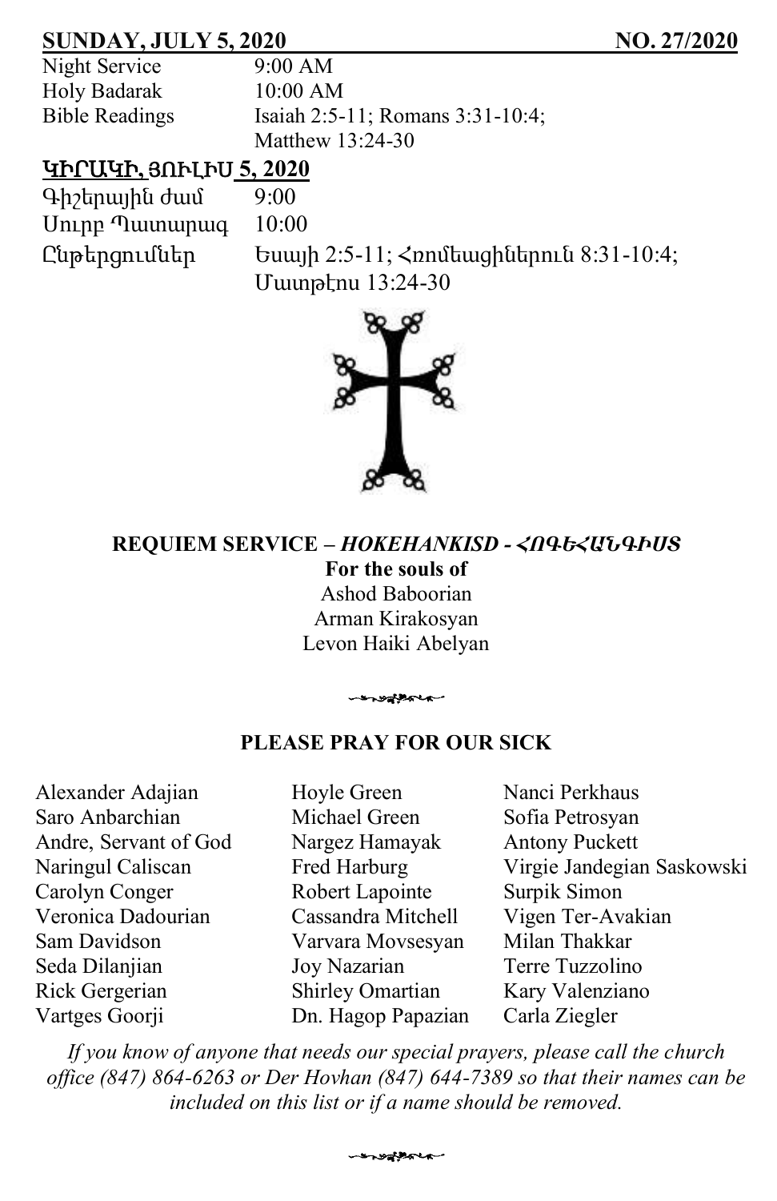**SUNDAY, JULY 5, 2020** **NO. 27/2020**

| | |
|---|---|
| Night Service | 9:00 AM |
| Holy Badarak | 10:00 AM |
| Bible Readings | Isaiah 2:5-11; Romans 3:31-10:4; Matthew 13:24-30 |

**ԿԻՐԱԿԻ, ՅՈՒԼԻՍ 5, 2020**

| | |
|---|---|
| Գիշերային ժամ | 9:00 |
| Սուրբ Պատարագ | 10:00 |
| Ընթերցումներ | Եսայի 2:5-11; Հռոմեացիներուն 8:31-10:4; Մատթէոս 13:24-30 |

## REQUIEM SERVICE – *HOKEHANKISD - ՀՈԳԵՀԱՆԳԻՍՏ*

**For the souls of**

Ashod Baboorian
Arman Kirakosyan
Levon Haiki Abelyan

## PLEASE PRAY FOR OUR SICK

Alexander Adajian
Saro Anbarchian
Andre, Servant of God
Naringul Caliscan
Carolyn Conger
Veronica Dadourian
Sam Davidson
Seda Dilanjian
Rick Gergerian
Vartges Goorji
Hoyle Green
Michael Green
Nargez Hamayak
Fred Harburg
Robert Lapointe
Cassandra Mitchell
Varvara Movsesyan
Joy Nazarian
Shirley Omartian
Dn. Hagop Papazian
Nanci Perkhaus
Sofia Petrosyan
Antony Puckett
Virgie Jandegian Saskowski
Surpik Simon
Vigen Ter-Avakian
Milan Thakkar
Terre Tuzzolino
Kary Valenziano
Carla Ziegler

*If you know of anyone that needs our special prayers, please call the church office (847) 864-6263 or Der Hovhan (847) 644-7389 so that their names can be included on this list or if a name should be removed.*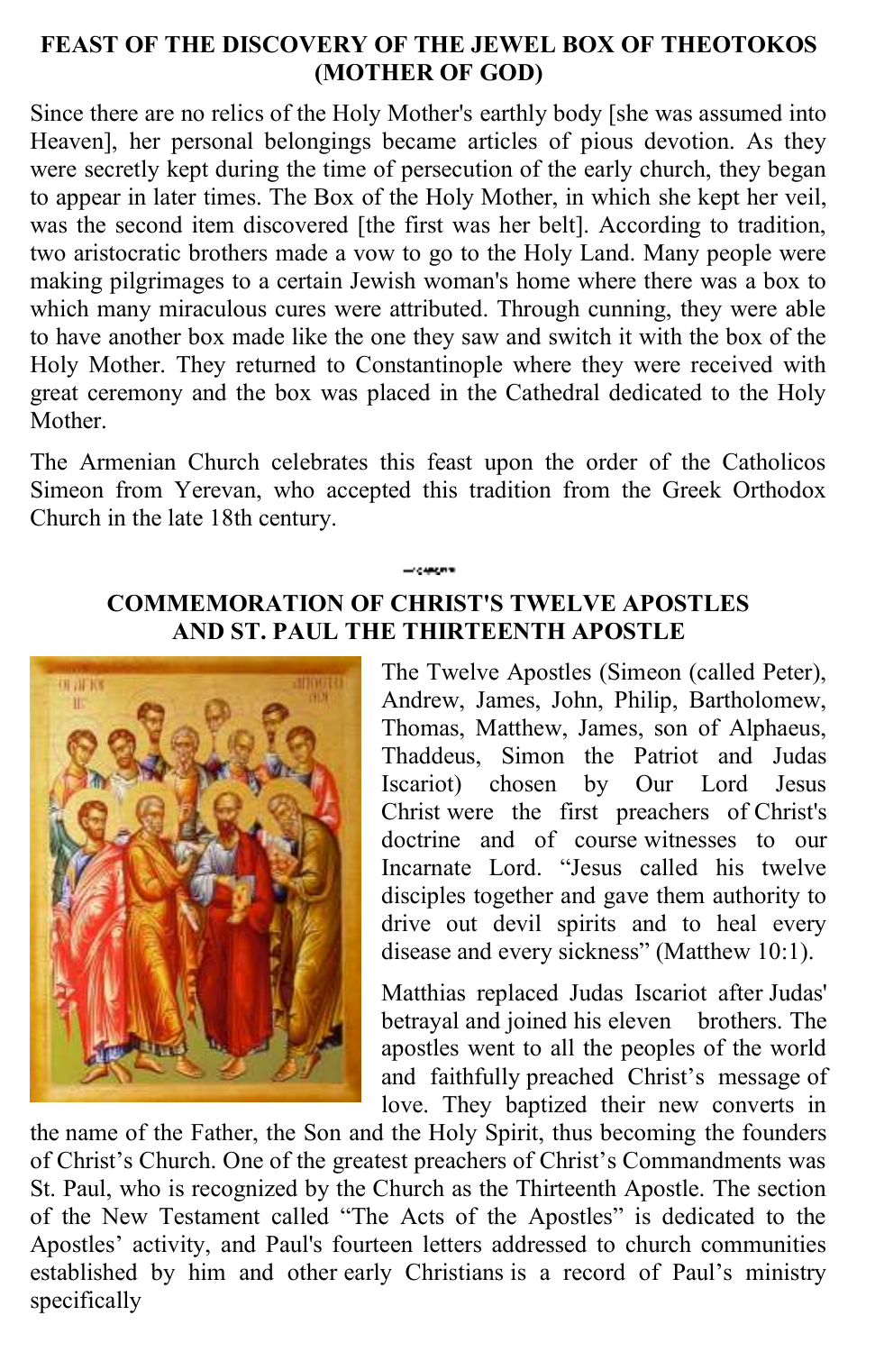## FEAST OF THE DISCOVERY OF THE JEWEL BOX OF THEOTOKOS (MOTHER OF GOD)

Since there are no relics of the Holy Mother's earthly body [she was assumed into Heaven], her personal belongings became articles of pious devotion. As they were secretly kept during the time of persecution of the early church, they began to appear in later times. The Box of the Holy Mother, in which she kept her veil, was the second item discovered [the first was her belt]. According to tradition, two aristocratic brothers made a vow to go to the Holy Land. Many people were making pilgrimages to a certain Jewish woman's home where there was a box to which many miraculous cures were attributed. Through cunning, they were able to have another box made like the one they saw and switch it with the box of the Holy Mother. They returned to Constantinople where they were received with great ceremony and the box was placed in the Cathedral dedicated to the Holy Mother.

The Armenian Church celebrates this feast upon the order of the Catholicos Simeon from Yerevan, who accepted this tradition from the Greek Orthodox Church in the late 18th century.

## COMMEMORATION OF CHRIST'S TWELVE APOSTLES AND ST. PAUL THE THIRTEENTH APOSTLE

The Twelve Apostles (Simeon (called Peter), Andrew, James, John, Philip, Bartholomew, Thomas, Matthew, James, son of Alphaeus, Thaddeus, Simon the Patriot and Judas Iscariot) chosen by Our Lord Jesus Christ were the first preachers of Christ's doctrine and of course witnesses to our Incarnate Lord. "Jesus called his twelve disciples together and gave them authority to drive out devil spirits and to heal every disease and every sickness" (Matthew 10:1).

Matthias replaced Judas Iscariot after Judas' betrayal and joined his eleven brothers. The apostles went to all the peoples of the world and faithfully preached Christ's message of love. They baptized their new converts in the name of the Father, the Son and the Holy Spirit, thus becoming the founders of Christ's Church. One of the greatest preachers of Christ's Commandments was St. Paul, who is recognized by the Church as the Thirteenth Apostle. The section of the New Testament called "The Acts of the Apostles" is dedicated to the Apostles' activity, and Paul's fourteen letters addressed to church communities established by him and other early Christians is a record of Paul's ministry specifically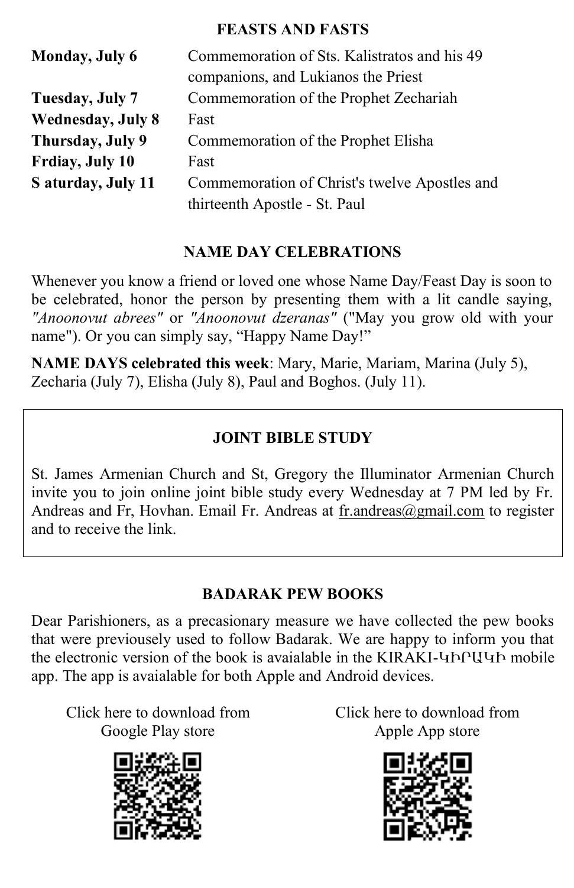## FEASTS AND FASTS

| | |
|---|---|
| **Monday, July 6** | Commemoration of Sts. Kalistratos and his 49 companions, and Lukianos the Priest |
| **Tuesday, July 7** | Commemoration of the Prophet Zechariah |
| **Wednesday, July 8** | Fast |
| **Thursday, July 9** | Commemoration of the Prophet Elisha |
| **Frdiay, July 10** | Fast |
| **S aturday, July 11** | Commemoration of Christ's twelve Apostles and thirteenth Apostle - St. Paul |

## NAME DAY CELEBRATIONS

Whenever you know a friend or loved one whose Name Day/Feast Day is soon to be celebrated, honor the person by presenting them with a lit candle saying, *"Anoonovut abrees"* or *"Anoonovut dzeranas"* ("May you grow old with your name"). Or you can simply say, "Happy Name Day!"

**NAME DAYS celebrated this week**: Mary, Marie, Mariam, Marina (July 5), Zecharia (July 7), Elisha (July 8), Paul and Boghos. (July 11).

## JOINT BIBLE STUDY

St. James Armenian Church and St, Gregory the Illuminator Armenian Church invite you to join online joint bible study every Wednesday at 7 PM led by Fr. Andreas and Fr, Hovhan. Email Fr. Andreas at fr.andreas@gmail.com to register and to receive the link.

## BADARAK PEW BOOKS

Dear Parishioners, as a precasionary measure we have collected the pew books that were previously used to follow Badarak. We are happy to inform you that the electronic version of the book is avaialable in the KIRAKI-ԿԻՐԱԿԻ mobile app. The app is avaialable for both Apple and Android devices.

Click here to download from Google Play store

Click here to download from Apple App store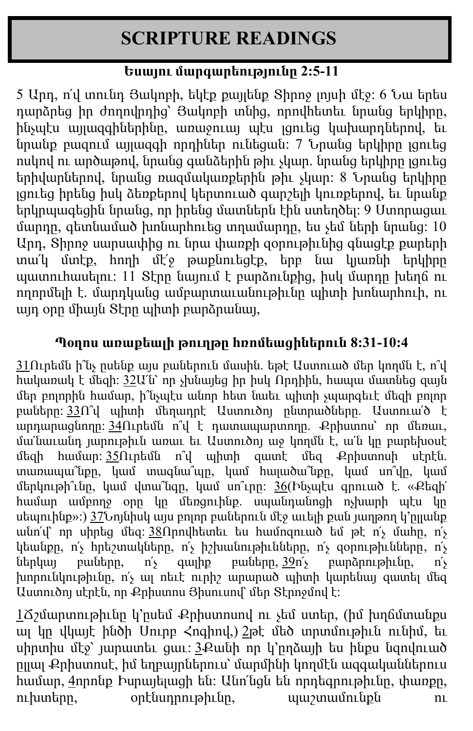# SCRIPTURE READINGS

**Եսայու մարգարեությունը 2:5-11**

5 Արդ, ո՛վ տունդ Յակոբի, եկէք քայլենք Տիրոջ լոյսի մէջ: 6 Նա երես դարձրեց իր ժողովրդից՝ Յակոբի տնից, որովհետեւ նրանց երկիրը, ինչպէս այլազգիներինը, առաջուայ պէս լցուեց կախարդներով, եւ նրանք բազում այլազգի որդիներ ունեցան: 7 Նրանց երկիրը լցուեց ոսկով ու արծաթով, նրանց գանձերին թիւ չկար. նրանց երկիրը լցուեց երիվարներով, նրանց ռազմակառքերին թիւ չկար: 8 Նրանց երկիրը լցուեց իրենց իսկ ձեռքերով կերտուած զարշելի կուռքերով, եւ նրանք երկրպագեցին նրանց, որ իրենց մատներն էին ստեղծել: 9 Ստորացաւ մարդը, զետնամած խոնարհուեց տղամարդը, ես չեմ ների նրանց: 10 Արդ, Տիրոջ սարսափից ու նրա փառքի զօրութիւնից գնացէք քարերի տա՛կ մտէք, հողի մէ՛ջ թաքնուեցէք, երբ նա կյառնի երկիրը պատուհասելու: 11 Տէրը նայում է բարձունքից, իսկ մարդը խեղճ ու ողորմելի է. մարդկանց ամբարտաւանութիւնը պիտի խոնարհուի, ու այդ օրը միայն Տէրը պիտի բարձրանայ,

**Պօղոս առաքեալի թուղթը հռոմեացիներուն 8:31-10:4**

31Ուրեմն ի՞նչ ըսենք այս բաներուն մասին. եթէ Աստուած մեր կողմն է, ո՞վ հակառակ է մեզի: 32Ա՛ն՝ որ չխնայեց իր իսկ Որդիին, հապա մատնեց զայն մեր բոլորին համար, ի՞նչպէս անոր հետ նաեւ պիտի չպարգեւէ մեզի բոլոր բաները: 33Ո՞վ պիտի մեղադրէ Աստուծոյ ընտրածները. Աստուա՛ծ է արդարացնողը: 34Ուրեմն ո՞վ է դատապարտողը. Քրիստոս՝ որ մեռաւ, մա՛նաւանդ յարութիւն առաւ եւ Աստուծոյ աջ կողմն է, ա՛ն կը բարեխօսէ մեզի համար: 35Ուրեմն ո՞վ պիտի զատէ մեզ Քրիստոսի սէրէն. տառապա՞նքը, կամ տագնա՞պը, կամ հալածա՞նքը, կամ սո՞վը, կամ մերկութի՞ւնը, կամ վտա՞նգը, կամ սո՞ւրը: 36(Ինչպէս գրուած է. «Քեզի՛ համար ամբողջ օրը կը մեռցուինք. սպանդանոցի ոչխարի պէս կը սեպուինք»:) 37Նոյնիսկ այս բոլոր բաներուն մէջ աւելի քան յաղթող կ՚ըլլանք անո՛վ՝ որ սիրեց մեզ: 38Որովհետեւ ես համոզուած եմ թէ ո՛չ մահը, ո՛չ կեանքը, ո՛չ հրեշտակները, ո՛չ իշխանութիւնները, ո՛չ զօրութիւնները, ո՛չ ներկայ բաները, ո՛չ գալիք բաները, 39ո՛չ բարձրութիւնը, ո՛չ խորունկութիւնը, ո՛չ ալ ուրիշ արարած պիտի կարենայ զատել մեզ Աստուծոյ սէրէն, որ Քրիստոս Յիսուսով՝ մեր Տէրոջմով է:

1Ճշմարտութիւնը կ՚ըսեմ Քրիստոսով ու չեմ ստեր, (իմ խղճմտանքս ալ կը վկայէ ինծի Սուրբ Հոգիով,) 2թէ մեծ տրտմութիւն ունիմ, եւ սիրտիս մէջ՝ յարատեւ ցաւ: 3Քանի որ կ՚ըղձայի ես ինքս նզովուած ըլլալ Քրիստոսէ, իմ եղբայրներուս՝ մարմինի կողմէն ազգականներուս համար, 4որոնք Իսրայելացի են: Անո՛նցն են որդեգրութիւնը, փառքը, ուխտերը, օրէնսդրութիւնը, պաշտամունքն ու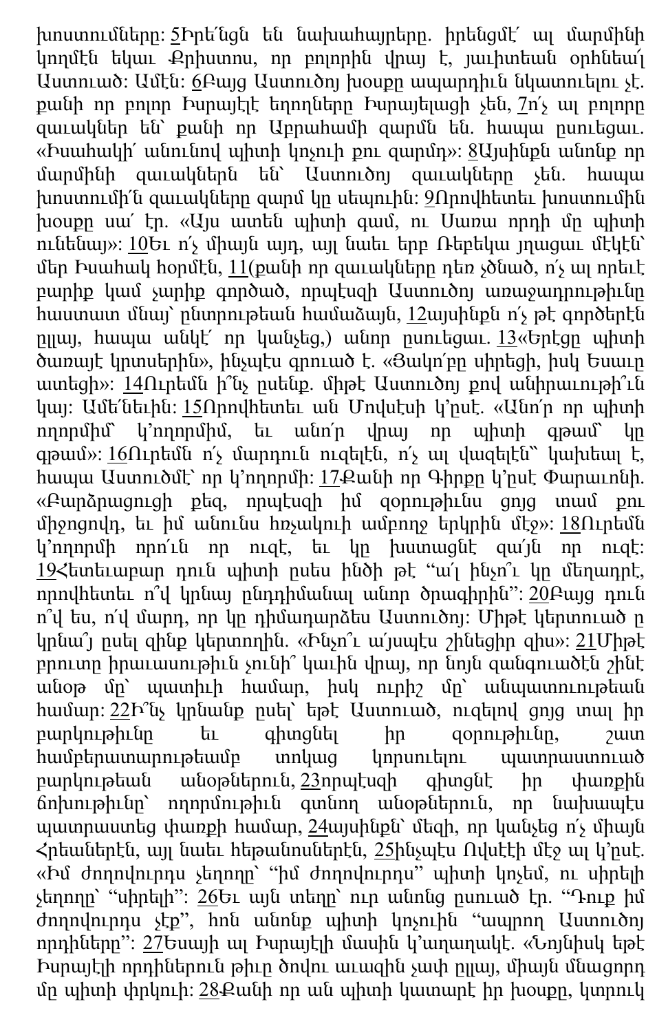խոստումները: 5Իրե՛նցն են նախահայրերը. իրենցմէ՛ ալ մարմինի կողմէն եկաւ Քրիստոս, որ բոլորին վրայ է, յաւիտեան օրհնեա՜լ Աստուած: Ամէն: 6Բայց Աստուծոյ խօսքը ապարդիւն նկատուելու չէ. քանի որ բոլոր Իսրայէլէ եղողները Իսրայելացի չեն, 7ո՛չ ալ բոլորը զաւակներ են՝ քանի որ Աբրահամի զարմն են. հապա ըսուեցաւ. «Իսահակի՛ անունով պիտի կոչուի քու զարմդ»: 8Այսինքն անոնք որ մարմինի զաւակներն են՝ Աստուծոյ զաւակները չեն. հապա խոստումի՛ն զաւակները զարմ կը սեպուին: 9Որովհետեւ խոստումին խօսքը սա՛ էր. «Այս ատեն պիտի գամ, ու Սառա որդի մը պիտի ունենայ»: 10Եւ ո՛չ միայն այդ, այլ նաեւ երբ Ռեբեկա յղացաւ մէկէն՝ մեր Իսահակ հօրմէն, 11(քանի որ զաւակները դեռ չծնած, ո՛չ ալ որեւէ բարիք կամ չարիք գործած, որպէսզի Աստուծոյ առաջադրութիւնը հաստատ մնայ՝ ընտրութեան համաձայն, 12այսինքն ո՛չ թէ գործերէն ըլլայ, հապա անկէ՛ որ կանչեց,) անոր ըսուեցաւ. 13«Երէցը պիտի ծառայէ կրտսերին», ինչպէս գրուած է. «Յակո՛բը սիրեցի, իսկ Եսաւը ատեցի»: 14Ուրեմն ի՞նչ ըսենք. միթէ Աստուծոյ քով անիրաւութի՞ւն կայ: Ամե՛նեւին: 15Որովհետեւ ան Մովսէսի կ՚ըսէ. «Անո՛ր որ պիտի ողորմիմ՝ կ՚ողորմիմ, եւ անո՛ր վրայ որ պիտի գթամ՝ կը գթամ»: 16Ուրեմն ո՛չ մարդուն ուզելէն, ո՛չ ալ վազելէն՝՝ կախեալ է, հապա Աստուծմէ՝ որ կ՚ողորմի: 17Քանի որ Գիրքը կ՚ըսէ Փարաւոնի. «Բարձրացուցի քեզ, որպէսզի իմ զօրութիւնս ցոյց տամ քու միջոցով, եւ իմ անունս հռչակուի ամբողջ երկրին մէջ»: 18Ուրեմն կ՚ողորմի որո՛ւն որ ուզէ, եւ կը խստացնէ զա՛յն որ ուզէ: 19Հետեւաբար դուն պիտի ըսես ինծի թէ “ա՛լ ինչո՞ւ կը մեղադրէ, որովհետեւ ո՞վ կրնայ ընդդիմանալ անոր ծրագիրին”: 20Բայց դուն ո՞վ ես, ո՛վ մարդ, որ կը դիմադարձես Աստուծոյ: Միթէ կերտուած ը կրնա՞յ ըսել զինք կերտողին. «Ինչո՞ւ ա՛յսպէս շինեցիր զիս»: 21Միթէ բրուտը իրաւասութիւն չունի՞ կաւին վրայ, որ նոյն զանգուածէն շինէ անօթ մը՝ պատիւի համար, իսկ ուրիշ մը՝ անպատուութեան համար: 22Ի՞նչ կրնանք ըսել՝ եթէ Աստուած, ուզելով ցոյց տալ իր բարկութիւնը եւ գիտցնել իր զօրութիւնը, շատ համբերատարութեամբ տոկաց կորսուելու պատրաստուած բարկութեան անօթներուն, 23որպէսզի գիտցնէ իր փառքին ճոխութիւնը՝ ողորմութիւն գտնող անօթներուն, որ նախապէս պատրաստեց փառքի համար, 24այսինքն՝ մեզի, որ կանչեց ո՛չ միայն Հրեաներէն, այլ նաեւ հեթանոսներէն, 25ինչպէս Ովսէէի մէջ ալ կ՚ըսէ. «Իմ ժողովուրդս չեղողը՝ “իմ ժողովուրդս” պիտի կոչեմ, ու սիրելի չեղողը՝ “սիրելի”: 26Եւ այն տեղը՝ ուր անոնց ըսուած էր. “Դուք իմ ժողովուրդս չէք”, հոն անոնք պիտի կոչուին “ապրող Աստուծոյ որդիները”: 27Եսայի ալ Իսրայէլի մասին կ՚աղաղակէ. «Նոյնիսկ եթէ Իսրայէլի որդիներուն թիւը ծովու աւազին չափ ըլլայ, միայն մնացորդ մը պիտի փրկուի: 28Քանի որ ան պիտի կատարէ իր խօսքը, կտրուկ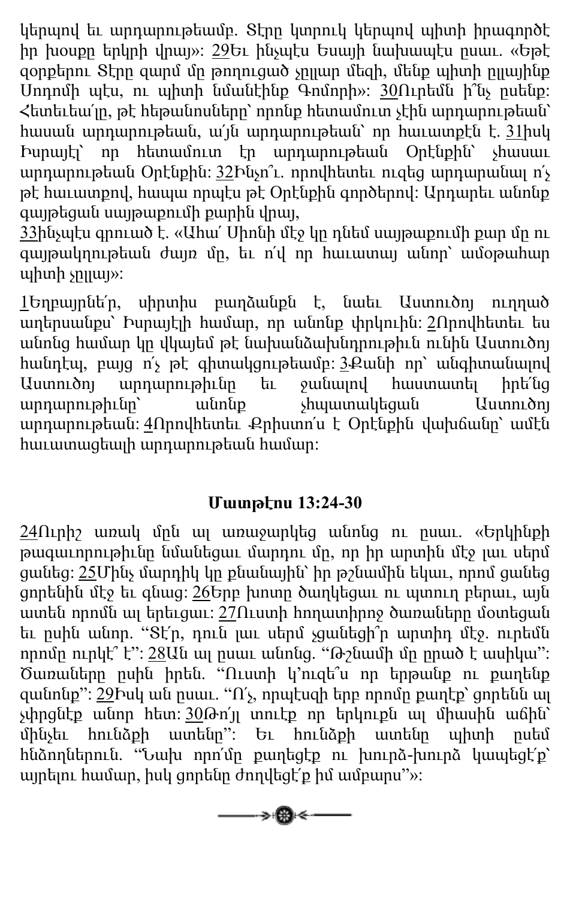կերպով եւ արդարութեամբ. Տէրը կտրուկ կերպով պիտի իրագործէ իր խօսքը երկրի վրայ»: 29Եւ ինչպէս Եսայի նախապէս ըսաւ. «Եթէ զօրքերու Տէրը զարմ մը թողուցած չըլլար մեզի, մենք պիտի ըլլայինք Սոդոմի պէս, ու պիտի նմանէինք Գոմորի»: 30Ուրեմն ի՞նչ ըսենք: Հետեւեա՛լը, թէ հեթանոսները՝ որոնք հետամուտ չէին արդարութեան՝ հասան արդարութեան, ա՛յն արդարութեան՝ որ հաւատքէն է. 31իսկ Իսրայէլ՝ որ հետամուտ էր արդարութեան Օրէնքին՝ չհասաւ արդարութեան Օրէնքին: 32Ինչո՞ւ. որովհետեւ ուզեց արդարանալ ո՛չ թէ հաւատքով, հապա որպէս թէ Օրէնքին գործերով: Արդարեւ անոնք գայթեցան սայթաքումի քարին վրայ,
33ինչպէս գրուած է. «Ահա՛ Սիոնի մէջ կը դնեմ սայթաքումի քար մը ու գայթակղութեան ժայռ մը, եւ ո՛վ որ հաւատայ անոր՝ ամօթահար պիտի չըլլայ»:

1Եղբայրնե՛ր, սիրտիս բաղձանքն է, նաեւ Աստուծոյ ուղղած աղերսանքս՝ Իսրայէլի համար, որ անոնք փրկուին: 2Որովհետեւ ես անոնց համար կը վկայեմ թէ նախանձախնդրութիւն ունին Աստուծոյ հանդէպ, բայց ո՛չ թէ գիտակցութեամբ: 3Քանի որ՝ անգիտանալով Աստուծոյ արդարութիւնը եւ ջանալով հաստատել իրե՛նց արդարութիւնը՝ անոնք չհպատակեցան Աստուծոյ արդարութեան: 4Որովհետեւ Քրիստո՛ս է Օրէնքին վախճանը՝ ամէն հաւատացեալի արդարութեան համար:

**Մատթէոս 13:24-30**

24Ուրիշ առակ մըն ալ առաջարկեց անոնց ու ըսաւ. «Երկինքի թագաւորութիւնը նմանեցաւ մարդու մը, որ իր արտին մէջ լաւ սերմ ցանեց: 25Մինչ մարդիկ կը քնանային՝ իր թշնամին եկաւ, որոմ ցանեց ցորենին մէջ եւ գնաց: 26Երբ խոտը ծաղկեցաւ ու պտուղ բերաւ, այն ատեն որոմն ալ երեւցաւ: 27Ուստի հողատիրոջ ծառաները մօտեցան եւ ըսին անոր. "Տէ՛ր, դուն լաւ սերմ չցանեցի՞ր արտիդ մէջ. ուրեմն որոմը ուրկէ՞ է": 28Ան ալ ըսաւ անոնց. "Թշնամի մը ըրած է ասիկա": Ծառաները ըսին իրեն. "Ուստի կ'ուզե՞ս որ երթանք ու քաղենք զանոնք": 29Իսկ ան ըսաւ. "Ո՛չ, որպէսզի երբ որոմը քաղէք՝ ցորենն ալ չփրցնէք անոր հետ: 30Թո՛յլ տուէք որ երկուքն ալ միասին աճին՝ մինչեւ հունձքի ատենը": Եւ հունձքի ատենը պիտի ըսեմ հնձողներուն. "Նախ որո՛մը քաղեցէք ու խուրձ-խուրձ կապեցէ՛ք՝ այրելու համար, իսկ ցորենը ժողվեցէ՛ք իմ ամբարս"»: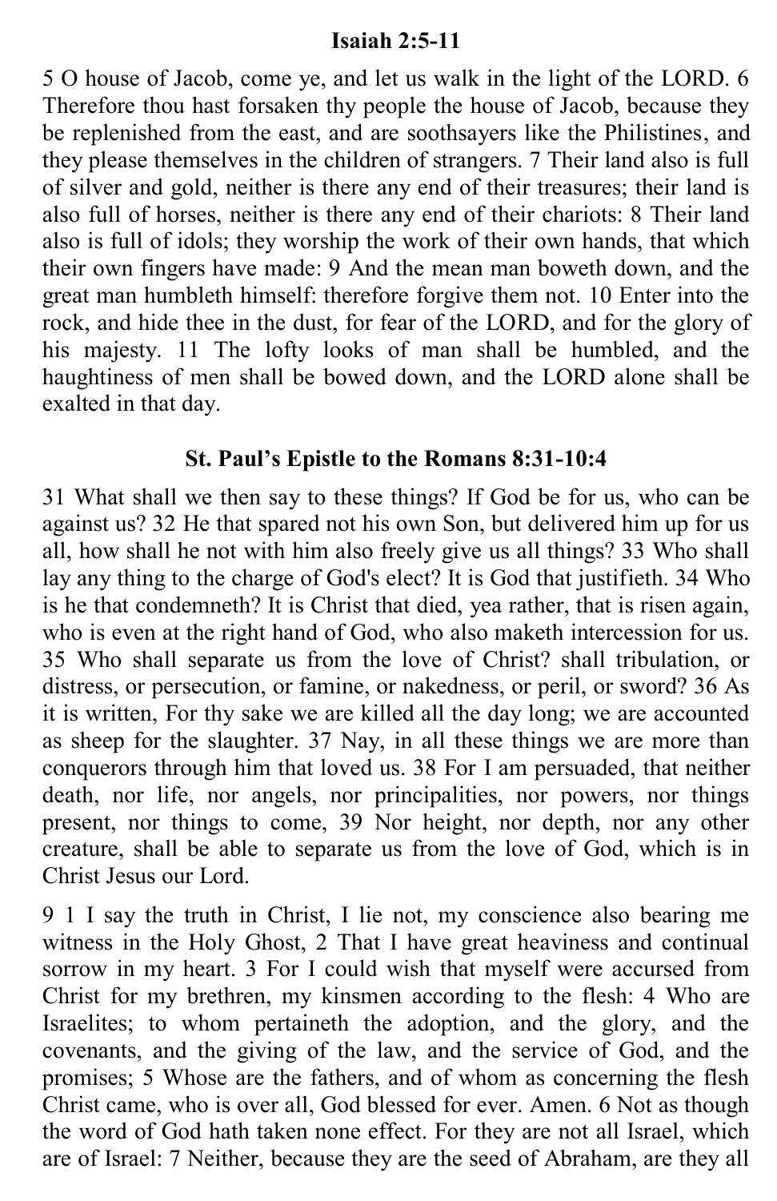**Isaiah 2:5-11**

5 O house of Jacob, come ye, and let us walk in the light of the LORD. 6 Therefore thou hast forsaken thy people the house of Jacob, because they be replenished from the east, and are soothsayers like the Philistines, and they please themselves in the children of strangers. 7 Their land also is full of silver and gold, neither is there any end of their treasures; their land is also full of horses, neither is there any end of their chariots: 8 Their land also is full of idols; they worship the work of their own hands, that which their own fingers have made: 9 And the mean man boweth down, and the great man humbleth himself: therefore forgive them not. 10 Enter into the rock, and hide thee in the dust, for fear of the LORD, and for the glory of his majesty. 11 The lofty looks of man shall be humbled, and the haughtiness of men shall be bowed down, and the LORD alone shall be exalted in that day.

**St. Paul's Epistle to the Romans 8:31-10:4**

31 What shall we then say to these things? If God be for us, who can be against us? 32 He that spared not his own Son, but delivered him up for us all, how shall he not with him also freely give us all things? 33 Who shall lay any thing to the charge of God's elect? It is God that justifieth. 34 Who is he that condemneth? It is Christ that died, yea rather, that is risen again, who is even at the right hand of God, who also maketh intercession for us. 35 Who shall separate us from the love of Christ? shall tribulation, or distress, or persecution, or famine, or nakedness, or peril, or sword? 36 As it is written, For thy sake we are killed all the day long; we are accounted as sheep for the slaughter. 37 Nay, in all these things we are more than conquerors through him that loved us. 38 For I am persuaded, that neither death, nor life, nor angels, nor principalities, nor powers, nor things present, nor things to come, 39 Nor height, nor depth, nor any other creature, shall be able to separate us from the love of God, which is in Christ Jesus our Lord.

9 1 I say the truth in Christ, I lie not, my conscience also bearing me witness in the Holy Ghost, 2 That I have great heaviness and continual sorrow in my heart. 3 For I could wish that myself were accursed from Christ for my brethren, my kinsmen according to the flesh: 4 Who are Israelites; to whom pertaineth the adoption, and the glory, and the covenants, and the giving of the law, and the service of God, and the promises; 5 Whose are the fathers, and of whom as concerning the flesh Christ came, who is over all, God blessed for ever. Amen. 6 Not as though the word of God hath taken none effect. For they are not all Israel, which are of Israel: 7 Neither, because they are the seed of Abraham, are they all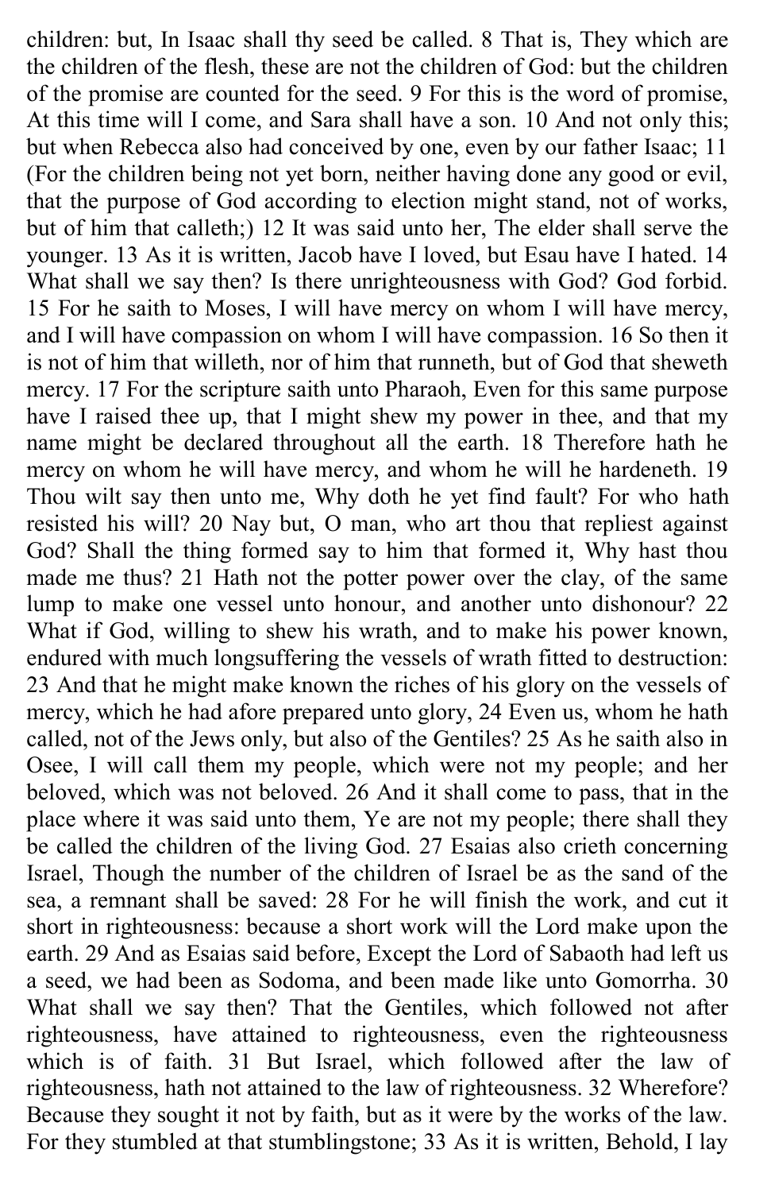children: but, In Isaac shall thy seed be called. 8 That is, They which are the children of the flesh, these are not the children of God: but the children of the promise are counted for the seed. 9 For this is the word of promise, At this time will I come, and Sara shall have a son. 10 And not only this; but when Rebecca also had conceived by one, even by our father Isaac; 11 (For the children being not yet born, neither having done any good or evil, that the purpose of God according to election might stand, not of works, but of him that calleth;) 12 It was said unto her, The elder shall serve the younger. 13 As it is written, Jacob have I loved, but Esau have I hated. 14 What shall we say then? Is there unrighteousness with God? God forbid. 15 For he saith to Moses, I will have mercy on whom I will have mercy, and I will have compassion on whom I will have compassion. 16 So then it is not of him that willeth, nor of him that runneth, but of God that sheweth mercy. 17 For the scripture saith unto Pharaoh, Even for this same purpose have I raised thee up, that I might shew my power in thee, and that my name might be declared throughout all the earth. 18 Therefore hath he mercy on whom he will have mercy, and whom he will he hardeneth. 19 Thou wilt say then unto me, Why doth he yet find fault? For who hath resisted his will? 20 Nay but, O man, who art thou that repliest against God? Shall the thing formed say to him that formed it, Why hast thou made me thus? 21 Hath not the potter power over the clay, of the same lump to make one vessel unto honour, and another unto dishonour? 22 What if God, willing to shew his wrath, and to make his power known, endured with much longsuffering the vessels of wrath fitted to destruction: 23 And that he might make known the riches of his glory on the vessels of mercy, which he had afore prepared unto glory, 24 Even us, whom he hath called, not of the Jews only, but also of the Gentiles? 25 As he saith also in Osee, I will call them my people, which were not my people; and her beloved, which was not beloved. 26 And it shall come to pass, that in the place where it was said unto them, Ye are not my people; there shall they be called the children of the living God. 27 Esaias also crieth concerning Israel, Though the number of the children of Israel be as the sand of the sea, a remnant shall be saved: 28 For he will finish the work, and cut it short in righteousness: because a short work will the Lord make upon the earth. 29 And as Esaias said before, Except the Lord of Sabaoth had left us a seed, we had been as Sodoma, and been made like unto Gomorrha. 30 What shall we say then? That the Gentiles, which followed not after righteousness, have attained to righteousness, even the righteousness which is of faith. 31 But Israel, which followed after the law of righteousness, hath not attained to the law of righteousness. 32 Wherefore? Because they sought it not by faith, but as it were by the works of the law. For they stumbled at that stumblingstone; 33 As it is written, Behold, I lay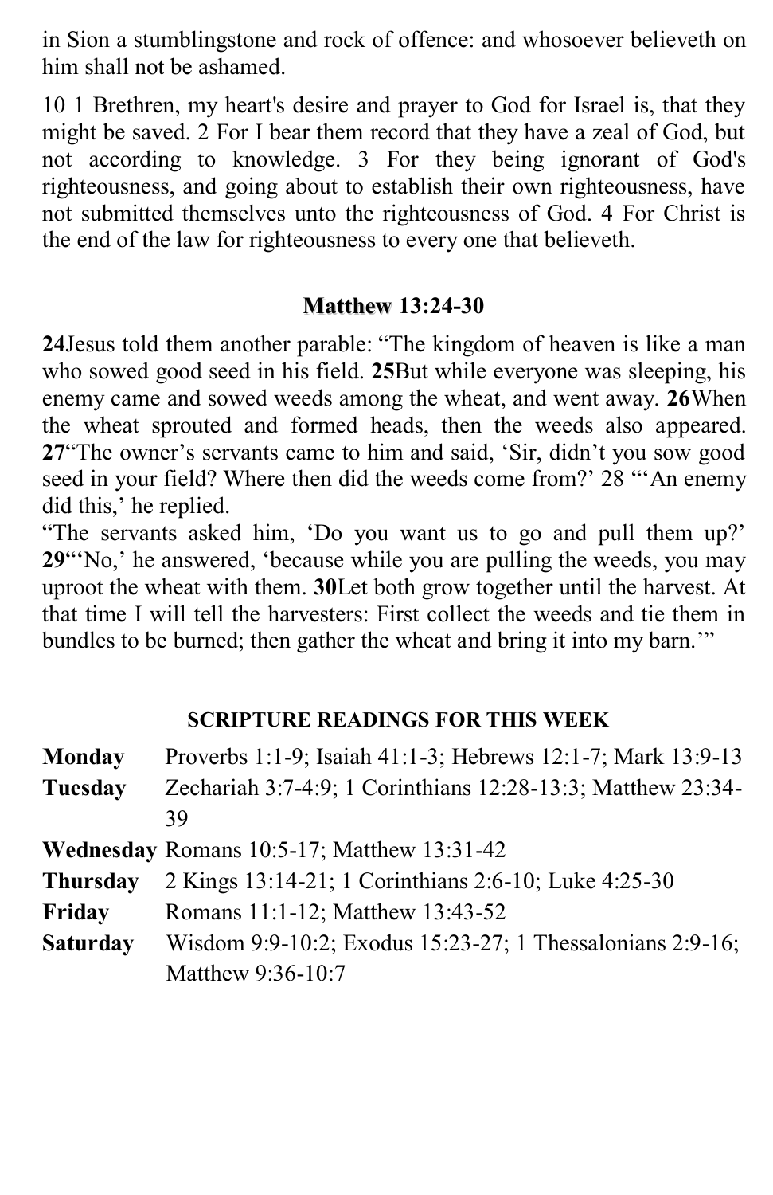in Sion a stumblingstone and rock of offence: and whosoever believeth on him shall not be ashamed.

10 1 Brethren, my heart's desire and prayer to God for Israel is, that they might be saved. 2 For I bear them record that they have a zeal of God, but not according to knowledge. 3 For they being ignorant of God's righteousness, and going about to establish their own righteousness, have not submitted themselves unto the righteousness of God. 4 For Christ is the end of the law for righteousness to every one that believeth.

### Matthew 13:24-30

**24**Jesus told them another parable: “The kingdom of heaven is like a man who sowed good seed in his field. **25**But while everyone was sleeping, his enemy came and sowed weeds among the wheat, and went away. **26**When the wheat sprouted and formed heads, then the weeds also appeared. **27**“The owner’s servants came to him and said, ‘Sir, didn’t you sow good seed in your field? Where then did the weeds come from?’ 28 “‘An enemy did this,’ he replied.
“The servants asked him, ‘Do you want us to go and pull them up?’ **29**“‘No,’ he answered, ‘because while you are pulling the weeds, you may uproot the wheat with them. **30**Let both grow together until the harvest. At that time I will tell the harvesters: First collect the weeds and tie them in bundles to be burned; then gather the wheat and bring it into my barn.’”

### SCRIPTURE READINGS FOR THIS WEEK

| | |
|---|---|
| **Monday** | Proverbs 1:1-9; Isaiah 41:1-3; Hebrews 12:1-7; Mark 13:9-13 |
| **Tuesday** | Zechariah 3:7-4:9; 1 Corinthians 12:28-13:3; Matthew 23:34-39 |
| **Wednesday** | Romans 10:5-17; Matthew 13:31-42 |
| **Thursday** | 2 Kings 13:14-21; 1 Corinthians 2:6-10; Luke 4:25-30 |
| **Friday** | Romans 11:1-12; Matthew 13:43-52 |
| **Saturday** | Wisdom 9:9-10:2; Exodus 15:23-27; 1 Thessalonians 2:9-16; Matthew 9:36-10:7 |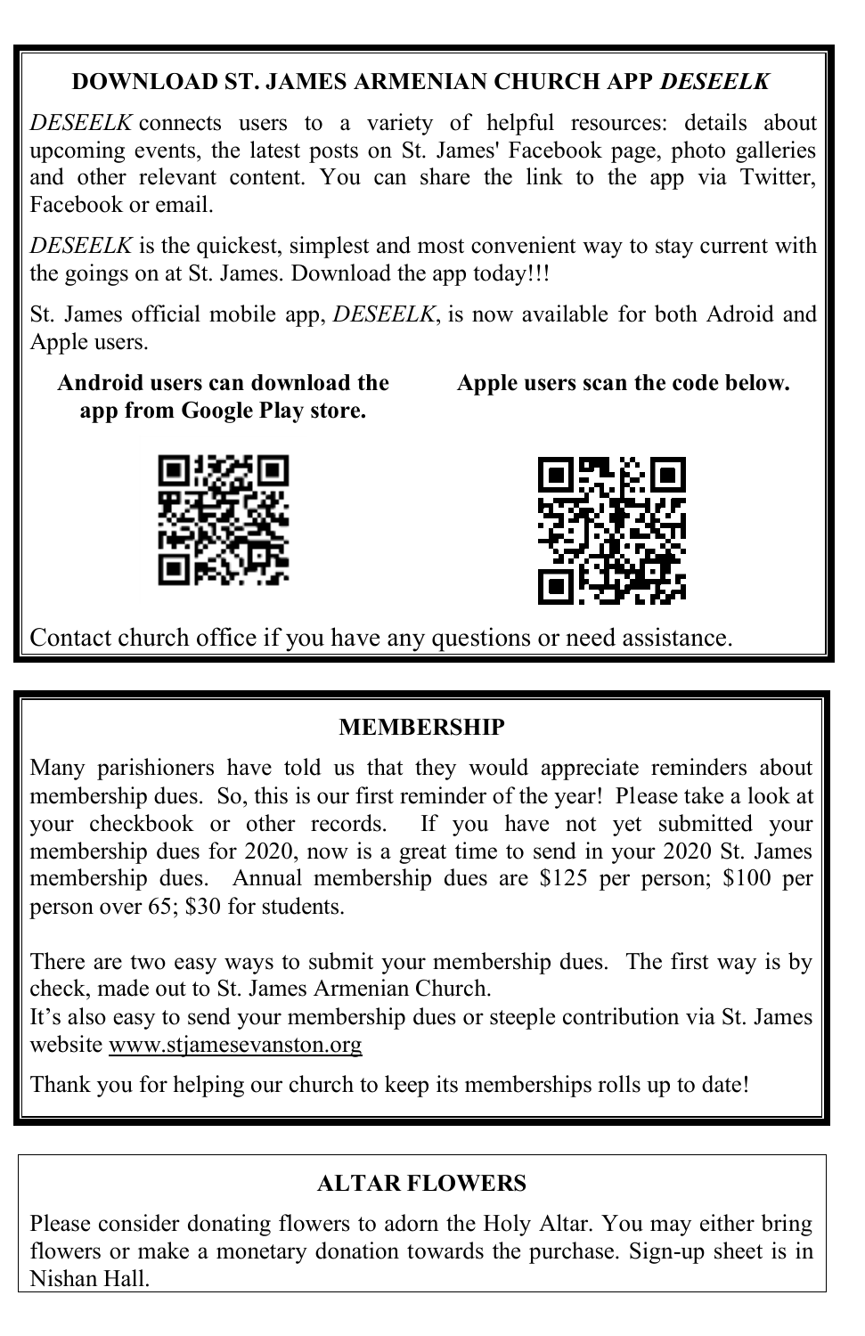### DOWNLOAD ST. JAMES ARMENIAN CHURCH APP *DESEELK*

*DESEELK* connects users to a variety of helpful resources: details about upcoming events, the latest posts on St. James' Facebook page, photo galleries and other relevant content. You can share the link to the app via Twitter, Facebook or email.

*DESEELK* is the quickest, simplest and most convenient way to stay current with the goings on at St. James. Download the app today!!!

St. James official mobile app, *DESEELK*, is now available for both Adroid and Apple users.

**Android users can download the app from Google Play store.**

**Apple users scan the code below.**

Contact church office if you have any questions or need assistance.

### MEMBERSHIP

Many parishioners have told us that they would appreciate reminders about membership dues. So, this is our first reminder of the year! Please take a look at your checkbook or other records. If you have not yet submitted your membership dues for 2020, now is a great time to send in your 2020 St. James membership dues. Annual membership dues are $125 per person; $100 per person over 65; $30 for students.

There are two easy ways to submit your membership dues. The first way is by check, made out to St. James Armenian Church.
It's also easy to send your membership dues or steeple contribution via St. James website www.stjamesevanston.org

Thank you for helping our church to keep its memberships rolls up to date!

### ALTAR FLOWERS

Please consider donating flowers to adorn the Holy Altar. You may either bring flowers or make a monetary donation towards the purchase. Sign-up sheet is in Nishan Hall.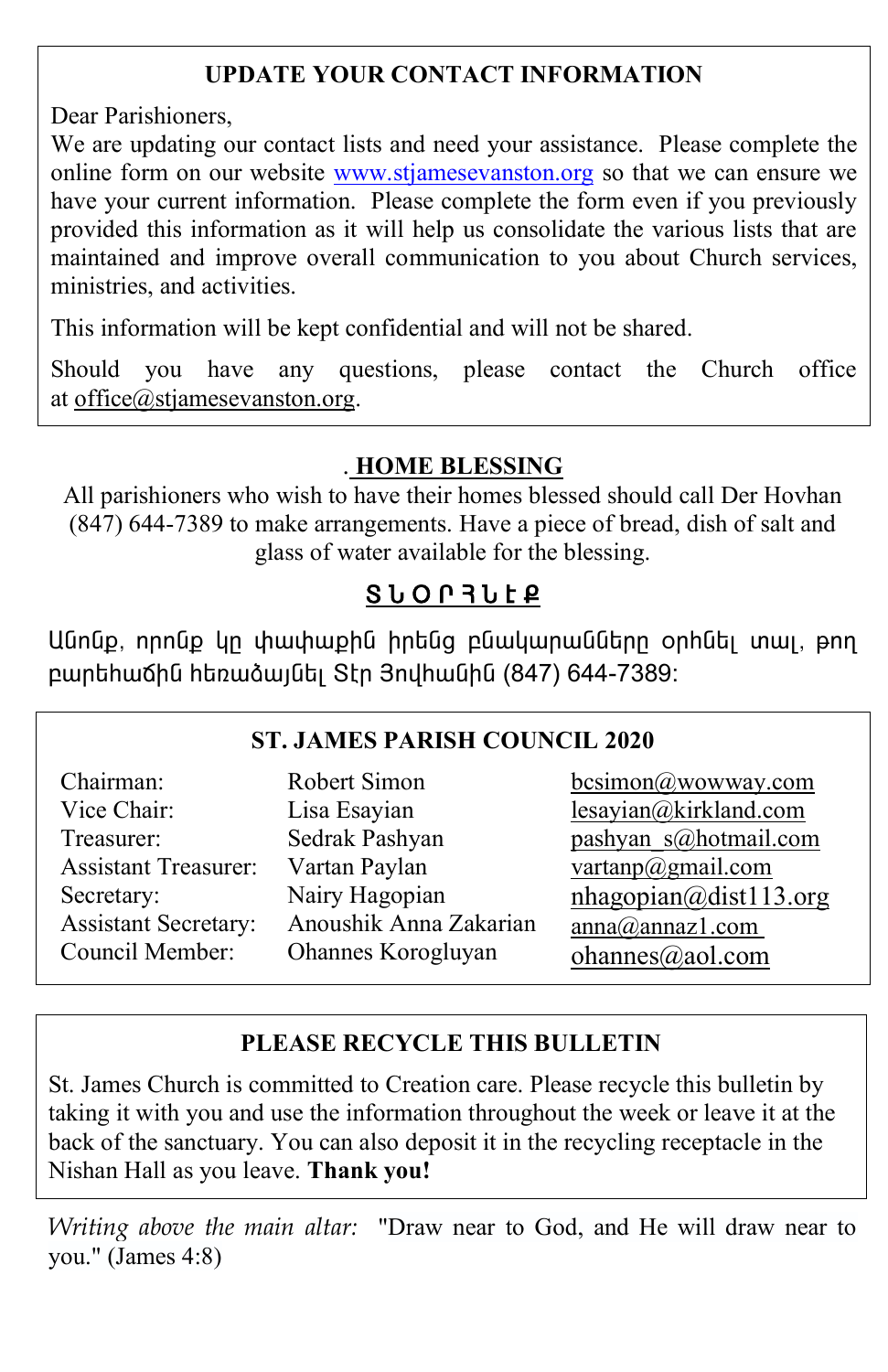## UPDATE YOUR CONTACT INFORMATION

Dear Parishioners,

We are updating our contact lists and need your assistance. Please complete the online form on our website www.stjamesevanston.org so that we can ensure we have your current information. Please complete the form even if you previously provided this information as it will help us consolidate the various lists that are maintained and improve overall communication to you about Church services, ministries, and activities.

This information will be kept confidential and will not be shared.

Should you have any questions, please contact the Church office at office@stjamesevanston.org.

## . HOME BLESSING

All parishioners who wish to have their homes blessed should call Der Hovhan (847) 644-7389 to make arrangements. Have a piece of bread, dish of salt and glass of water available for the blessing.

## ՏՆՕՐՀՆԷՔ

Անոնք, որոնք կը փափաքին իրենց բնակարանները օրհնել տալ, թող բարեհաճին հեռաձայնել Տէր Յովհանին (847) 644-7389:

## ST. JAMES PARISH COUNCIL 2020

| | | |
|---|---|---|
| Chairman: | Robert Simon | bcsimon@wowway.com |
| Vice Chair: | Lisa Esayian | lesayian@kirkland.com |
| Treasurer: | Sedrak Pashyan | pashyan_s@hotmail.com |
| Assistant Treasurer: | Vartan Paylan | vartanp@gmail.com |
| Secretary: | Nairy Hagopian | nhagopian@dist113.org |
| Assistant Secretary: | Anoushik Anna Zakarian | anna@annaz1.com |
| Council Member: | Ohannes Korogluyan | ohannes@aol.com |

## PLEASE RECYCLE THIS BULLETIN

St. James Church is committed to Creation care. Please recycle this bulletin by taking it with you and use the information throughout the week or leave it at the back of the sanctuary. You can also deposit it in the recycling receptacle in the Nishan Hall as you leave. **Thank you!**

*Writing above the main altar:* "Draw near to God, and He will draw near to you." (James 4:8)